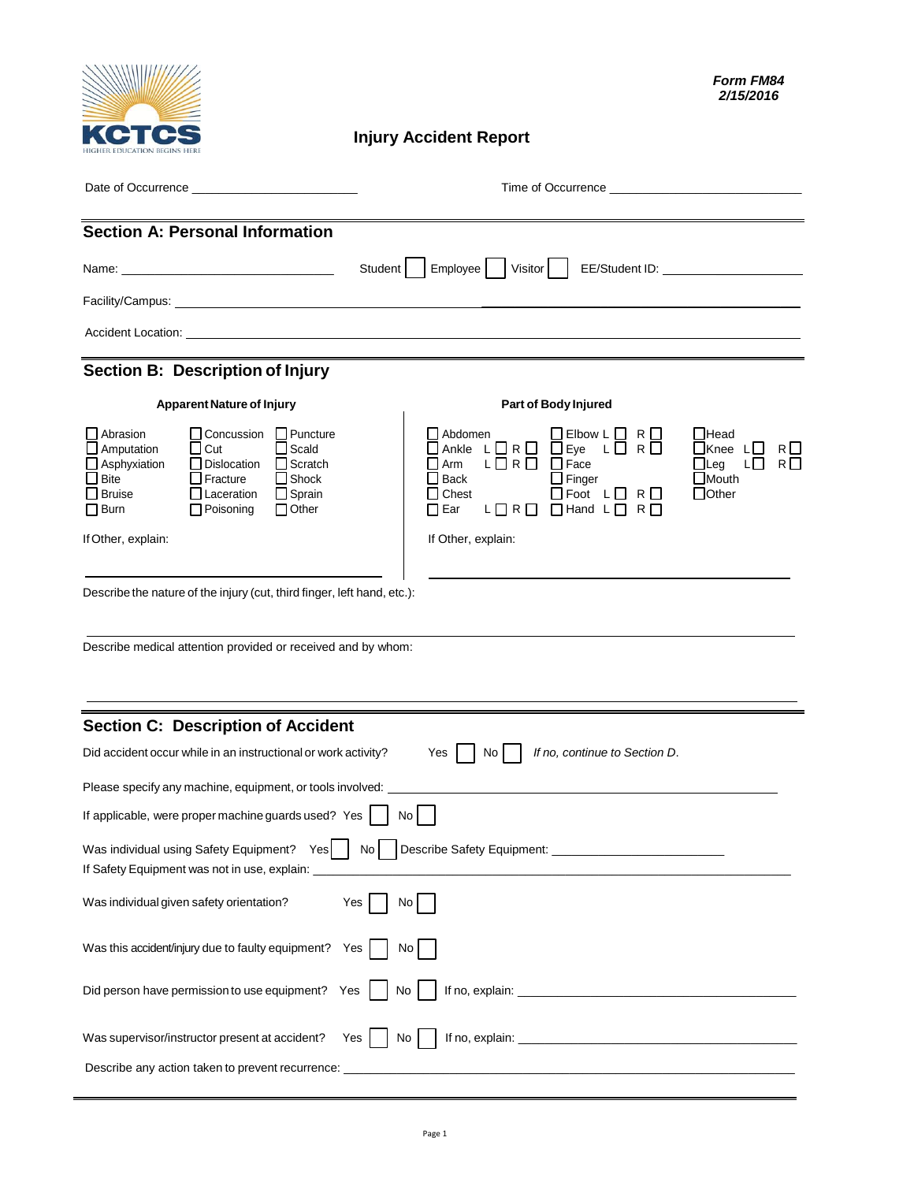*Form FM84*
*2/15/2016*

# Injury Accident Report

Date of Occurrence ______________________ Time of Occurrence ______________________

## Section A: Personal Information

Name: ______________________ Student ☐ Employee ☐ Visitor ☐ EE/Student ID: ______________________

Facility/Campus: ______________________

Accident Location: ______________________

## Section B: Description of Injury

**Apparent Nature of Injury**

☐ Abrasion ☐ Concussion ☐ Puncture
☐ Amputation ☐ Cut ☐ Scald
☐ Asphyxiation ☐ Dislocation ☐ Scratch
☐ Bite ☐ Fracture ☐ Shock
☐ Bruise ☐ Laceration ☐ Sprain
☐ Burn ☐ Poisoning ☐ Other

If Other, explain: ______________________

**Part of Body Injured**

☐ Abdomen ☐ Elbow L ☐ R ☐ ☐ Head
☐ Ankle L ☐ R ☐ ☐ Eye L ☐ R ☐ ☐ Knee L ☐ R ☐
☐ Arm L ☐ R ☐ ☐ Face ☐ Leg L ☐ R ☐
☐ Back ☐ Finger ☐ Mouth
☐ Chest ☐ Foot L ☐ R ☐ ☐ Other
☐ Ear L ☐ R ☐ ☐ Hand L ☐ R ☐

If Other, explain: ______________________

Describe the nature of the injury (cut, third finger, left hand, etc.):

______________________

Describe medical attention provided or received and by whom:

______________________

## Section C: Description of Accident

Did accident occur while in an instructional or work activity? Yes ☐ No ☐ *If no, continue to Section D.*

Please specify any machine, equipment, or tools involved: ______________________

If applicable, were proper machine guards used? Yes ☐ No ☐

Was individual using Safety Equipment? Yes ☐ No ☐ Describe Safety Equipment: ______________________

If Safety Equipment was not in use, explain: ______________________

Was individual given safety orientation? Yes ☐ No ☐

Was this accident/injury due to faulty equipment? Yes ☐ No ☐

Did person have permission to use equipment? Yes ☐ No ☐ If no, explain: ______________________

Was supervisor/instructor present at accident? Yes ☐ No ☐ If no, explain: ______________________

Describe any action taken to prevent recurrence: ______________________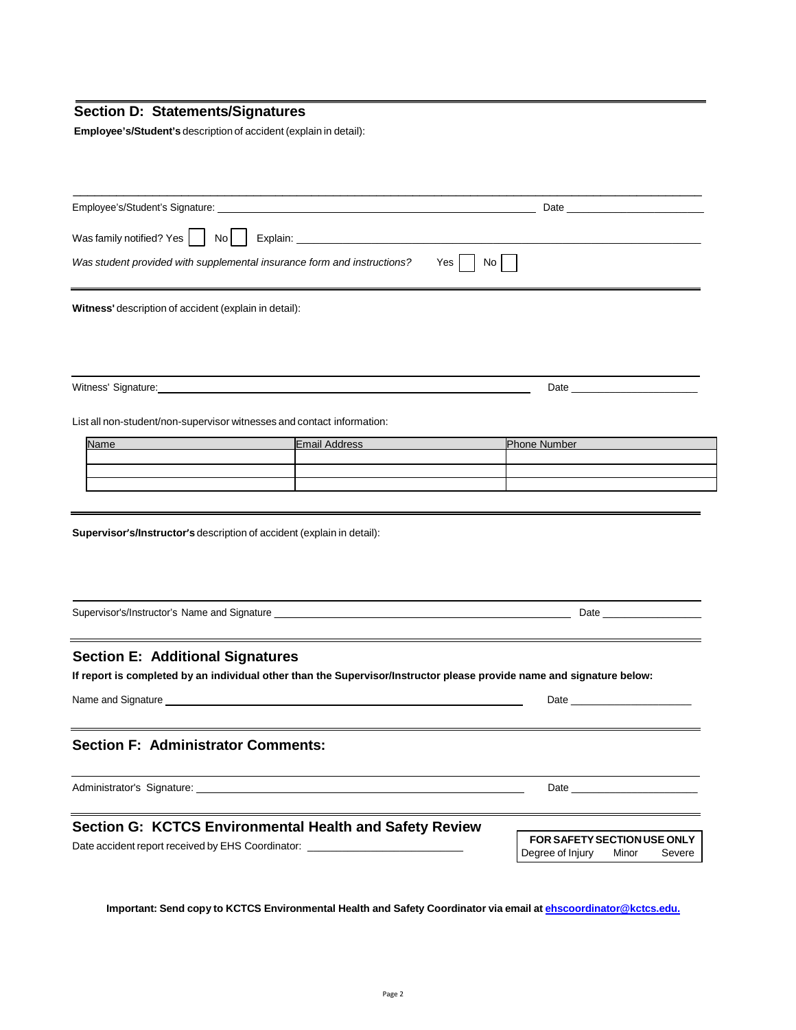## Section D: Statements/Signatures

**Employee's/Student's** description of accident (explain in detail):

Employee's/Student's Signature: ______________________________ Date ______________

Was family notified? Yes ☐ No ☐ Explain: ______________________________

*Was student provided with supplemental insurance form and instructions?* Yes ☐ No ☐

**Witness'** description of accident (explain in detail):

Witness' Signature: ______________________________ Date ______________

List all non-student/non-supervisor witnesses and contact information:

| Name | Email Address | Phone Number |
|---|---|---|
| | | |
| | | |
| | | |

**Supervisor's/Instructor's** description of accident (explain in detail):

Supervisor's/Instructor's Name and Signature ______________________________ Date ______________

## Section E: Additional Signatures

**If report is completed by an individual other than the Supervisor/Instructor please provide name and signature below:**

Name and Signature ______________________________ Date ______________

## Section F: Administrator Comments:

Administrator's Signature: ______________________________ Date ______________

## Section G: KCTCS Environmental Health and Safety Review

Date accident report received by EHS Coordinator: ______________

**FOR SAFETY SECTION USE ONLY**

Degree of Injury Minor Severe

**Important: Send copy to KCTCS Environmental Health and Safety Coordinator via email at ehscoordinator@kctcs.edu.**